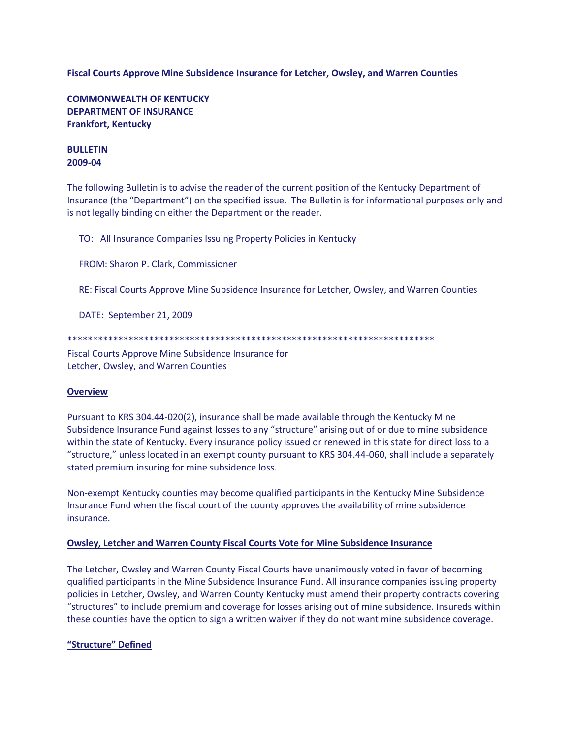**Fiscal Courts Approve Mine Subsidence Insurance for Letcher, Owsley, and Warren Counties**

**COMMONWEALTH OF KENTUCKY**
**DEPARTMENT OF INSURANCE**
**Frankfort, Kentucky**

**BULLETIN**
**2009-04**

The following Bulletin is to advise the reader of the current position of the Kentucky Department of Insurance (the "Department") on the specified issue. The Bulletin is for informational purposes only and is not legally binding on either the Department or the reader.

TO: All Insurance Companies Issuing Property Policies in Kentucky

FROM: Sharon P. Clark, Commissioner

RE: Fiscal Courts Approve Mine Subsidence Insurance for Letcher, Owsley, and Warren Counties

DATE: September 21, 2009

\*\*\*\*\*\*\*\*\*\*\*\*\*\*\*\*\*\*\*\*\*\*\*\*\*\*\*\*\*\*\*\*\*\*\*\*\*\*\*\*\*\*\*\*\*\*\*\*\*\*\*\*\*\*\*\*\*\*\*\*\*\*\*\*\*\*\*\*\*\*\*\*\*\*

Fiscal Courts Approve Mine Subsidence Insurance for
Letcher, Owsley, and Warren Counties

**Overview**

Pursuant to KRS 304.44-020(2), insurance shall be made available through the Kentucky Mine Subsidence Insurance Fund against losses to any "structure" arising out of or due to mine subsidence within the state of Kentucky. Every insurance policy issued or renewed in this state for direct loss to a "structure," unless located in an exempt county pursuant to KRS 304.44-060, shall include a separately stated premium insuring for mine subsidence loss.

Non-exempt Kentucky counties may become qualified participants in the Kentucky Mine Subsidence Insurance Fund when the fiscal court of the county approves the availability of mine subsidence insurance.

**Owsley, Letcher and Warren County Fiscal Courts Vote for Mine Subsidence Insurance**

The Letcher, Owsley and Warren County Fiscal Courts have unanimously voted in favor of becoming qualified participants in the Mine Subsidence Insurance Fund. All insurance companies issuing property policies in Letcher, Owsley, and Warren County Kentucky must amend their property contracts covering "structures" to include premium and coverage for losses arising out of mine subsidence. Insureds within these counties have the option to sign a written waiver if they do not want mine subsidence coverage.

**"Structure" Defined**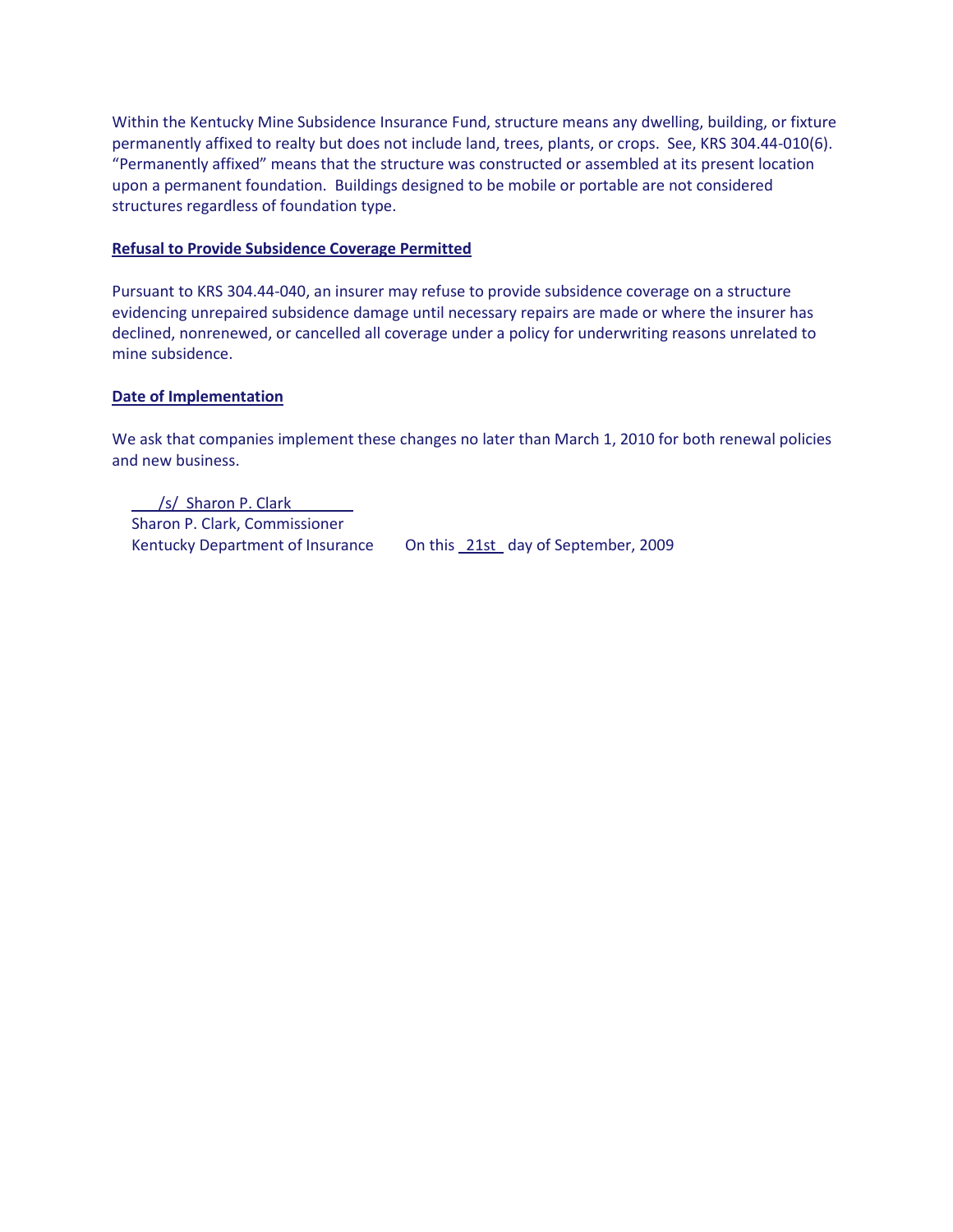Within the Kentucky Mine Subsidence Insurance Fund, structure means any dwelling, building, or fixture permanently affixed to realty but does not include land, trees, plants, or crops. See, KRS 304.44-010(6). "Permanently affixed" means that the structure was constructed or assembled at its present location upon a permanent foundation. Buildings designed to be mobile or portable are not considered structures regardless of foundation type.

**Refusal to Provide Subsidence Coverage Permitted**

Pursuant to KRS 304.44-040, an insurer may refuse to provide subsidence coverage on a structure evidencing unrepaired subsidence damage until necessary repairs are made or where the insurer has declined, nonrenewed, or cancelled all coverage under a policy for underwriting reasons unrelated to mine subsidence.

**Date of Implementation**

We ask that companies implement these changes no later than March 1, 2010 for both renewal policies and new business.

/s/ Sharon P. Clark
Sharon P. Clark, Commissioner
Kentucky Department of Insurance    On this 21st day of September, 2009